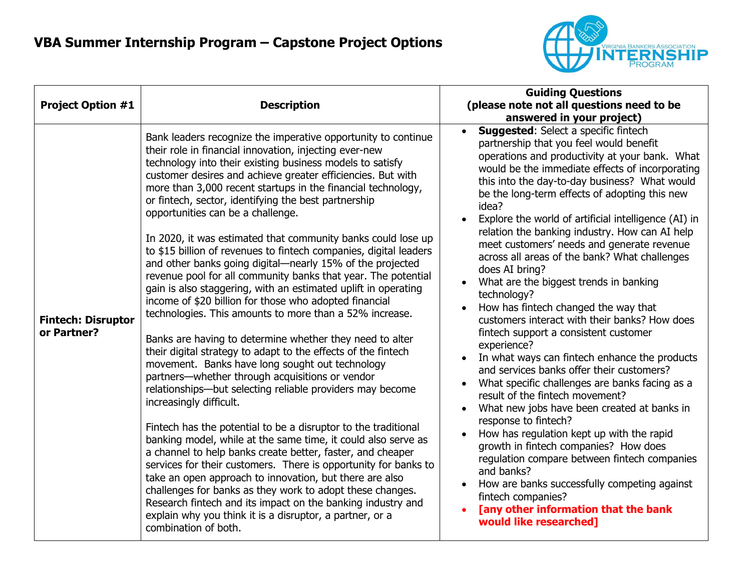# VBA Summer Internship Program – Capstone Project Options

| Project Option #1 | Description | Guiding Questions (please note not all questions need to be answered in your project) |
| --- | --- | --- |
| **Fintech: Disruptor or Partner?** | Bank leaders recognize the imperative opportunity to continue their role in financial innovation, injecting ever-new technology into their existing business models to satisfy customer desires and achieve greater efficiencies. But with more than 3,000 recent startups in the financial technology, or fintech, sector, identifying the best partnership opportunities can be a challenge.<br><br>In 2020, it was estimated that community banks could lose up to $15 billion of revenues to fintech companies, digital leaders and other banks going digital—nearly 15% of the projected revenue pool for all community banks that year. The potential gain is also staggering, with an estimated uplift in operating income of $20 billion for those who adopted financial technologies. This amounts to more than a 52% increase.<br><br>Banks are having to determine whether they need to alter their digital strategy to adapt to the effects of the fintech movement. Banks have long sought out technology partners—whether through acquisitions or vendor relationships—but selecting reliable providers may become increasingly difficult.<br><br>Fintech has the potential to be a disruptor to the traditional banking model, while at the same time, it could also serve as a channel to help banks create better, faster, and cheaper services for their customers. There is opportunity for banks to take an open approach to innovation, but there are also challenges for banks as they work to adopt these changes. Research fintech and its impact on the banking industry and explain why you think it is a disruptor, a partner, or a combination of both. | • **Suggested**: Select a specific fintech partnership that you feel would benefit operations and productivity at your bank. What would be the immediate effects of incorporating this into the day-to-day business? What would be the long-term effects of adopting this new idea?<br>• Explore the world of artificial intelligence (AI) in relation the banking industry. How can AI help meet customers' needs and generate revenue across all areas of the bank? What challenges does AI bring?<br>• What are the biggest trends in banking technology?<br>• How has fintech changed the way that customers interact with their banks? How does fintech support a consistent customer experience?<br>• In what ways can fintech enhance the products and services banks offer their customers?<br>• What specific challenges are banks facing as a result of the fintech movement?<br>• What new jobs have been created at banks in response to fintech?<br>• How has regulation kept up with the rapid growth in fintech companies? How does regulation compare between fintech companies and banks?<br>• How are banks successfully competing against fintech companies?<br>• **[any other information that the bank would like researched]** |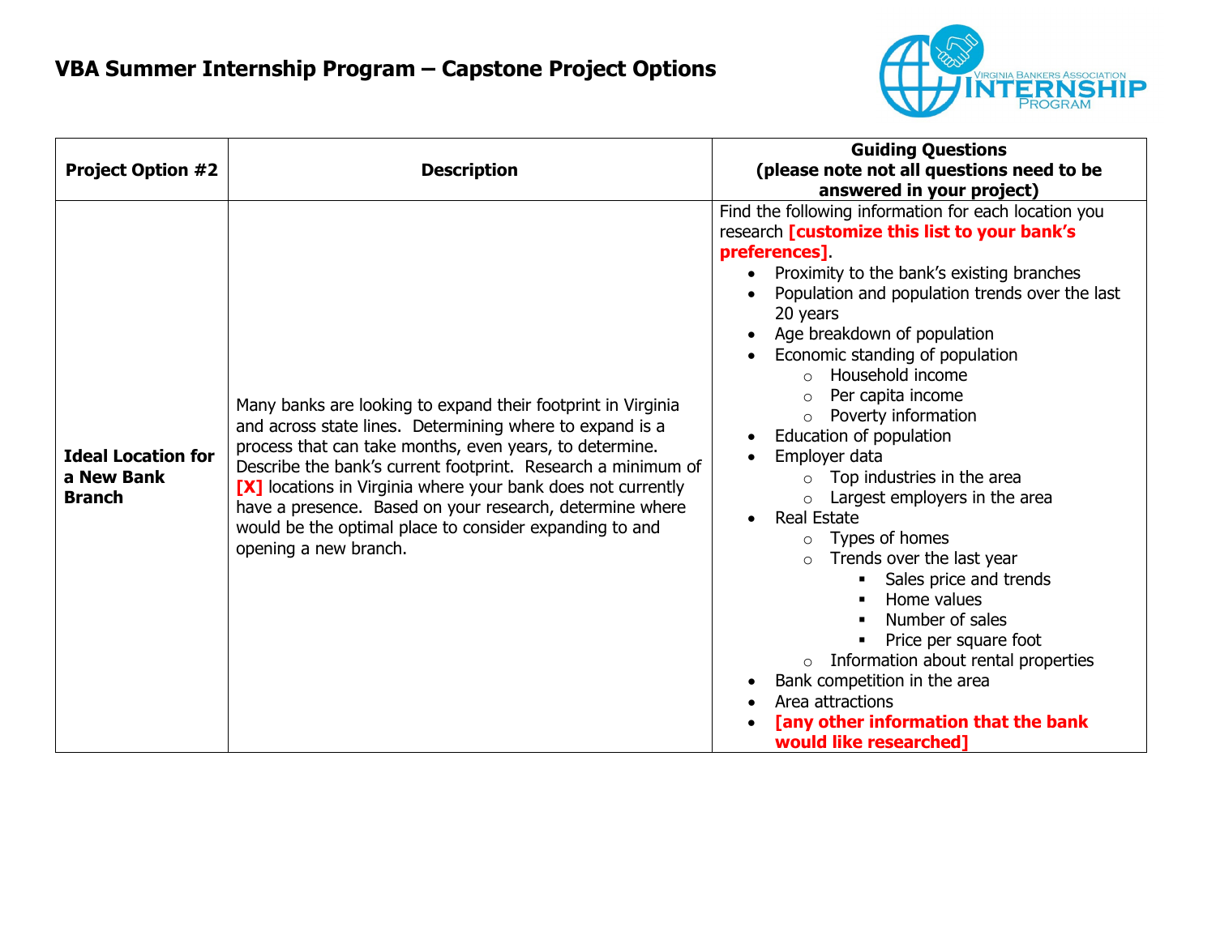# VBA Summer Internship Program – Capstone Project Options

| Project Option #2 | Description | Guiding Questions (please note not all questions need to be answered in your project) |
|---|---|---|
| **Ideal Location for a New Bank Branch** | Many banks are looking to expand their footprint in Virginia and across state lines. Determining where to expand is a process that can take months, even years, to determine. Describe the bank's current footprint. Research a minimum of **[X]** locations in Virginia where your bank does not currently have a presence. Based on your research, determine where would be the optimal place to consider expanding to and opening a new branch. | Find the following information for each location you research **[customize this list to your bank's preferences]**.<br>• Proximity to the bank's existing branches<br>• Population and population trends over the last 20 years<br>• Age breakdown of population<br>• Economic standing of population<br>  ○ Household income<br>  ○ Per capita income<br>  ○ Poverty information<br>• Education of population<br>• Employer data<br>  ○ Top industries in the area<br>  ○ Largest employers in the area<br>• Real Estate<br>  ○ Types of homes<br>  ○ Trends over the last year<br>    ▪ Sales price and trends<br>    ▪ Home values<br>    ▪ Number of sales<br>    ▪ Price per square foot<br>  ○ Information about rental properties<br>• Bank competition in the area<br>• Area attractions<br>• **[any other information that the bank would like researched]** |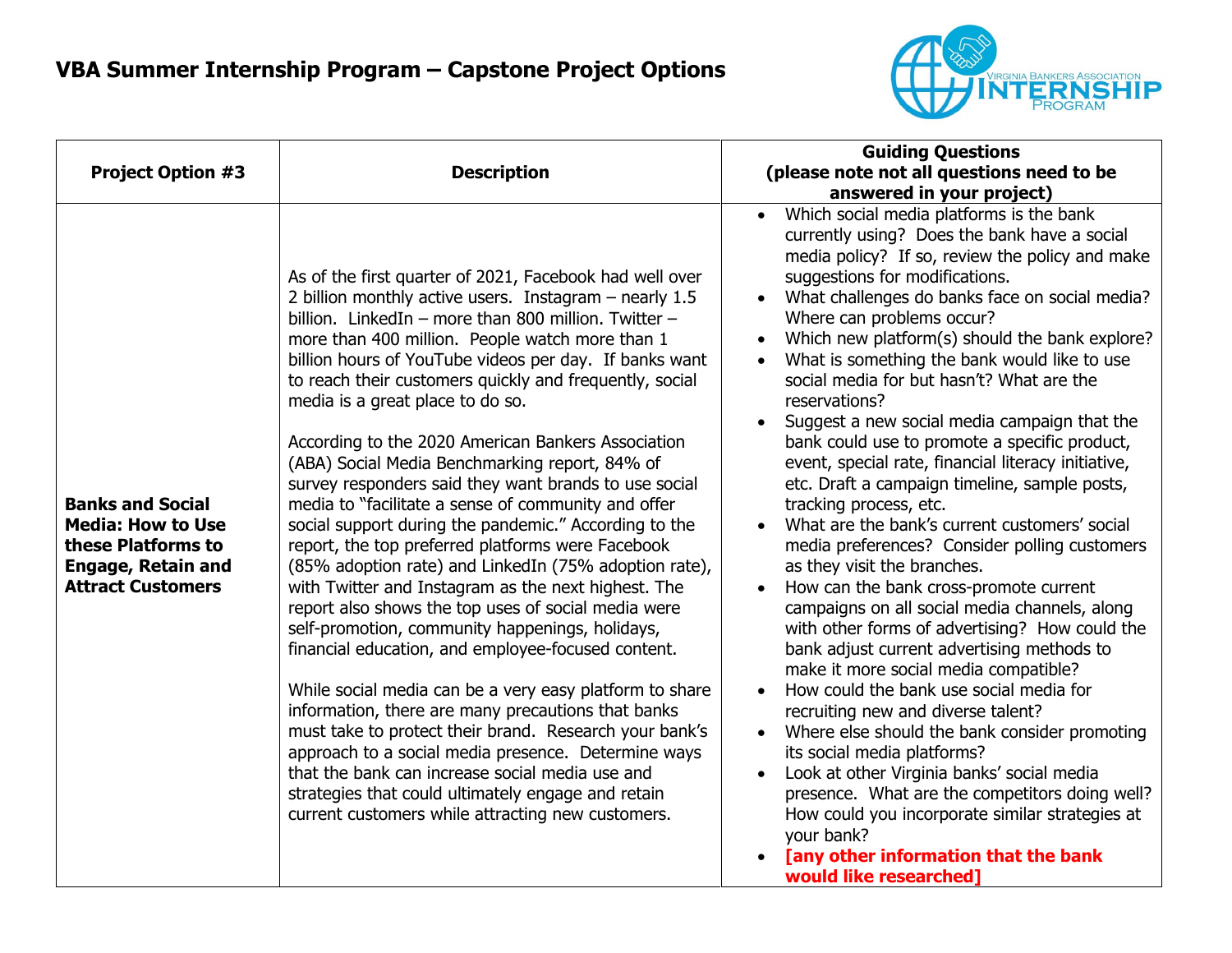# VBA Summer Internship Program – Capstone Project Options

| Project Option #3 | Description | Guiding Questions (please note not all questions need to be answered in your project) |
|---|---|---|
| **Banks and Social Media: How to Use these Platforms to Engage, Retain and Attract Customers** | As of the first quarter of 2021, Facebook had well over 2 billion monthly active users. Instagram – nearly 1.5 billion. LinkedIn – more than 800 million. Twitter – more than 400 million. People watch more than 1 billion hours of YouTube videos per day. If banks want to reach their customers quickly and frequently, social media is a great place to do so.<br><br>According to the 2020 American Bankers Association (ABA) Social Media Benchmarking report, 84% of survey responders said they want brands to use social media to "facilitate a sense of community and offer social support during the pandemic." According to the report, the top preferred platforms were Facebook (85% adoption rate) and LinkedIn (75% adoption rate), with Twitter and Instagram as the next highest. The report also shows the top uses of social media were self-promotion, community happenings, holidays, financial education, and employee-focused content.<br><br>While social media can be a very easy platform to share information, there are many precautions that banks must take to protect their brand. Research your bank's approach to a social media presence. Determine ways that the bank can increase social media use and strategies that could ultimately engage and retain current customers while attracting new customers. | • Which social media platforms is the bank currently using? Does the bank have a social media policy? If so, review the policy and make suggestions for modifications.<br>• What challenges do banks face on social media? Where can problems occur?<br>• Which new platform(s) should the bank explore?<br>• What is something the bank would like to use social media for but hasn't? What are the reservations?<br>• Suggest a new social media campaign that the bank could use to promote a specific product, event, special rate, financial literacy initiative, etc. Draft a campaign timeline, sample posts, tracking process, etc.<br>• What are the bank's current customers' social media preferences? Consider polling customers as they visit the branches.<br>• How can the bank cross-promote current campaigns on all social media channels, along with other forms of advertising? How could the bank adjust current advertising methods to make it more social media compatible?<br>• How could the bank use social media for recruiting new and diverse talent?<br>• Where else should the bank consider promoting its social media platforms?<br>• Look at other Virginia banks' social media presence. What are the competitors doing well? How could you incorporate similar strategies at your bank?<br>• **[any other information that the bank would like researched]** |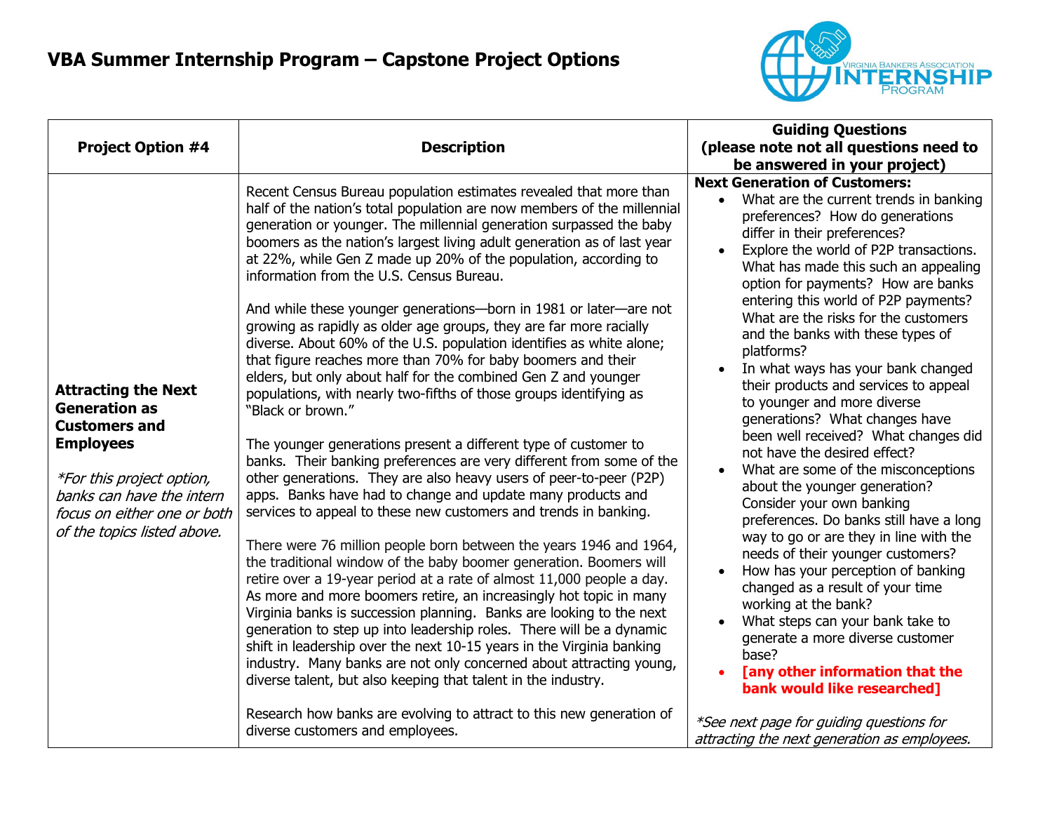# VBA Summer Internship Program – Capstone Project Options

| Project Option #4 | Description | Guiding Questions (please note not all questions need to be answered in your project) |
|---|---|---|
| **Attracting the Next Generation as Customers and Employees**<br><br>*\*For this project option, banks can have the intern focus on either one or both of the topics listed above.* | Recent Census Bureau population estimates revealed that more than half of the nation's total population are now members of the millennial generation or younger. The millennial generation surpassed the baby boomers as the nation's largest living adult generation as of last year at 22%, while Gen Z made up 20% of the population, according to information from the U.S. Census Bureau.<br><br>And while these younger generations—born in 1981 or later—are not growing as rapidly as older age groups, they are far more racially diverse. About 60% of the U.S. population identifies as white alone; that figure reaches more than 70% for baby boomers and their elders, but only about half for the combined Gen Z and younger populations, with nearly two-fifths of those groups identifying as "Black or brown."<br><br>The younger generations present a different type of customer to banks. Their banking preferences are very different from some of the other generations. They are also heavy users of peer-to-peer (P2P) apps. Banks have had to change and update many products and services to appeal to these new customers and trends in banking.<br><br>There were 76 million people born between the years 1946 and 1964, the traditional window of the baby boomer generation. Boomers will retire over a 19-year period at a rate of almost 11,000 people a day. As more and more boomers retire, an increasingly hot topic in many Virginia banks is succession planning. Banks are looking to the next generation to step up into leadership roles. There will be a dynamic shift in leadership over the next 10-15 years in the Virginia banking industry. Many banks are not only concerned about attracting young, diverse talent, but also keeping that talent in the industry.<br><br>Research how banks are evolving to attract to this new generation of diverse customers and employees. | **Next Generation of Customers:**<br>• What are the current trends in banking preferences? How do generations differ in their preferences?<br>• Explore the world of P2P transactions. What has made this such an appealing option for payments? How are banks entering this world of P2P payments? What are the risks for the customers and the banks with these types of platforms?<br>• In what ways has your bank changed their products and services to appeal to younger and more diverse generations? What changes have been well received? What changes did not have the desired effect?<br>• What are some of the misconceptions about the younger generation? Consider your own banking preferences. Do banks still have a long way to go or are they in line with the needs of their younger customers?<br>• How has your perception of banking changed as a result of your time working at the bank?<br>• What steps can your bank take to generate a more diverse customer base?<br>• **[any other information that the bank would like researched]**<br><br>*\*See next page for guiding questions for attracting the next generation as employees.* |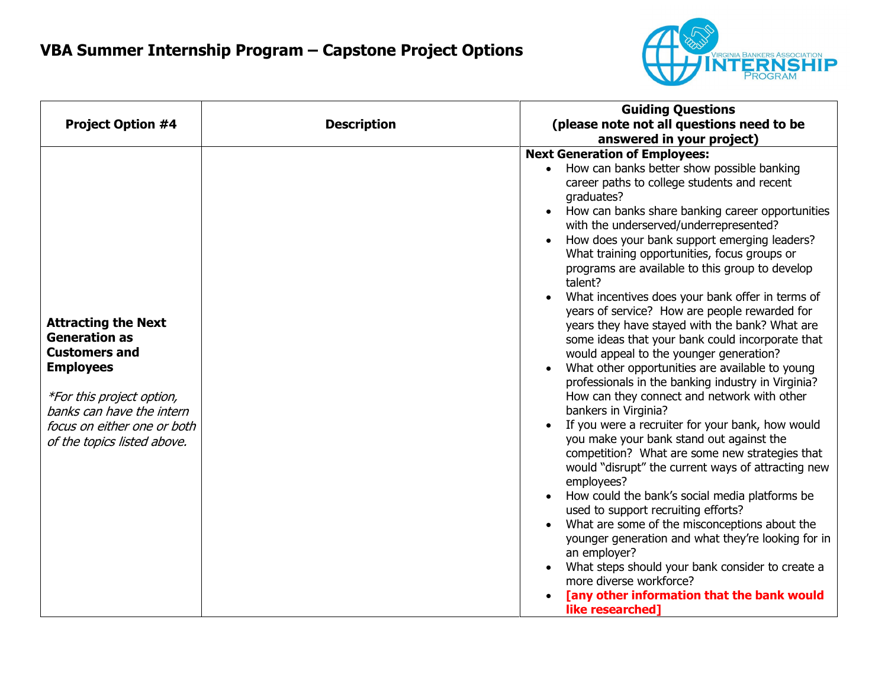# VBA Summer Internship Program – Capstone Project Options

| Project Option #4 | Description | Guiding Questions (please note not all questions need to be answered in your project) |
|---|---|---|
| **Attracting the Next Generation as Customers and Employees**<br><br>*\*For this project option, banks can have the intern focus on either one or both of the topics listed above.* | | **Next Generation of Employees:**<br>• How can banks better show possible banking career paths to college students and recent graduates?<br>• How can banks share banking career opportunities with the underserved/underrepresented?<br>• How does your bank support emerging leaders? What training opportunities, focus groups or programs are available to this group to develop talent?<br>• What incentives does your bank offer in terms of years of service? How are people rewarded for years they have stayed with the bank? What are some ideas that your bank could incorporate that would appeal to the younger generation?<br>• What other opportunities are available to young professionals in the banking industry in Virginia? How can they connect and network with other bankers in Virginia?<br>• If you were a recruiter for your bank, how would you make your bank stand out against the competition? What are some new strategies that would "disrupt" the current ways of attracting new employees?<br>• How could the bank's social media platforms be used to support recruiting efforts?<br>• What are some of the misconceptions about the younger generation and what they're looking for in an employer?<br>• What steps should your bank consider to create a more diverse workforce?<br>• **[any other information that the bank would like researched]** |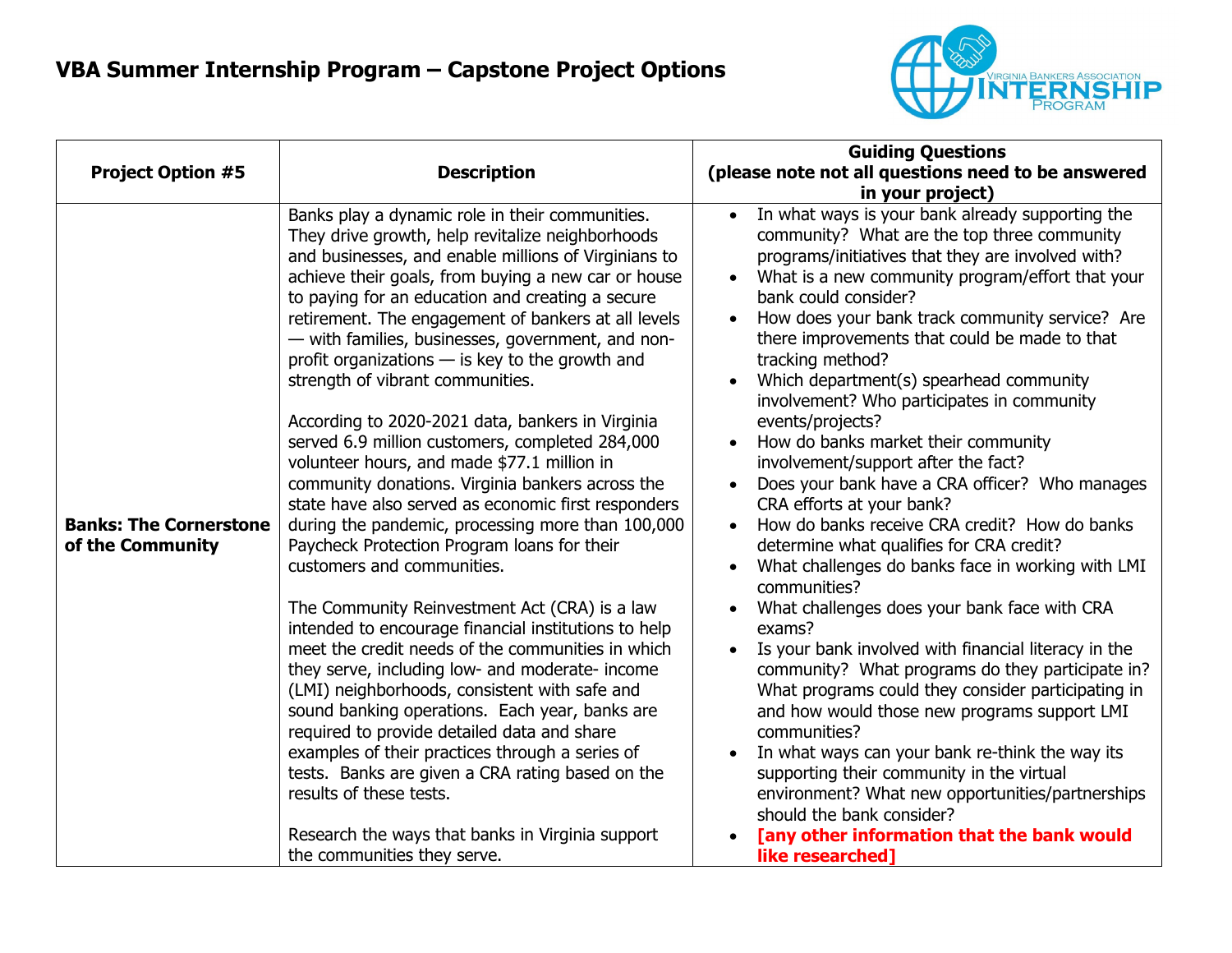# VBA Summer Internship Program – Capstone Project Options

| Project Option #5 | Description | Guiding Questions (please note not all questions need to be answered in your project) |
|---|---|---|
| **Banks: The Cornerstone of the Community** | Banks play a dynamic role in their communities. They drive growth, help revitalize neighborhoods and businesses, and enable millions of Virginians to achieve their goals, from buying a new car or house to paying for an education and creating a secure retirement. The engagement of bankers at all levels — with families, businesses, government, and non-profit organizations — is key to the growth and strength of vibrant communities.<br><br>According to 2020-2021 data, bankers in Virginia served 6.9 million customers, completed 284,000 volunteer hours, and made $77.1 million in community donations. Virginia bankers across the state have also served as economic first responders during the pandemic, processing more than 100,000 Paycheck Protection Program loans for their customers and communities.<br><br>The Community Reinvestment Act (CRA) is a law intended to encourage financial institutions to help meet the credit needs of the communities in which they serve, including low- and moderate- income (LMI) neighborhoods, consistent with safe and sound banking operations. Each year, banks are required to provide detailed data and share examples of their practices through a series of tests. Banks are given a CRA rating based on the results of these tests.<br><br>Research the ways that banks in Virginia support the communities they serve. | • In what ways is your bank already supporting the community? What are the top three community programs/initiatives that they are involved with?<br>• What is a new community program/effort that your bank could consider?<br>• How does your bank track community service? Are there improvements that could be made to that tracking method?<br>• Which department(s) spearhead community involvement? Who participates in community events/projects?<br>• How do banks market their community involvement/support after the fact?<br>• Does your bank have a CRA officer? Who manages CRA efforts at your bank?<br>• How do banks receive CRA credit? How do banks determine what qualifies for CRA credit?<br>• What challenges do banks face in working with LMI communities?<br>• What challenges does your bank face with CRA exams?<br>• Is your bank involved with financial literacy in the community? What programs do they participate in? What programs could they consider participating in and how would those new programs support LMI communities?<br>• In what ways can your bank re-think the way its supporting their community in the virtual environment? What new opportunities/partnerships should the bank consider?<br>• **[any other information that the bank would like researched]** |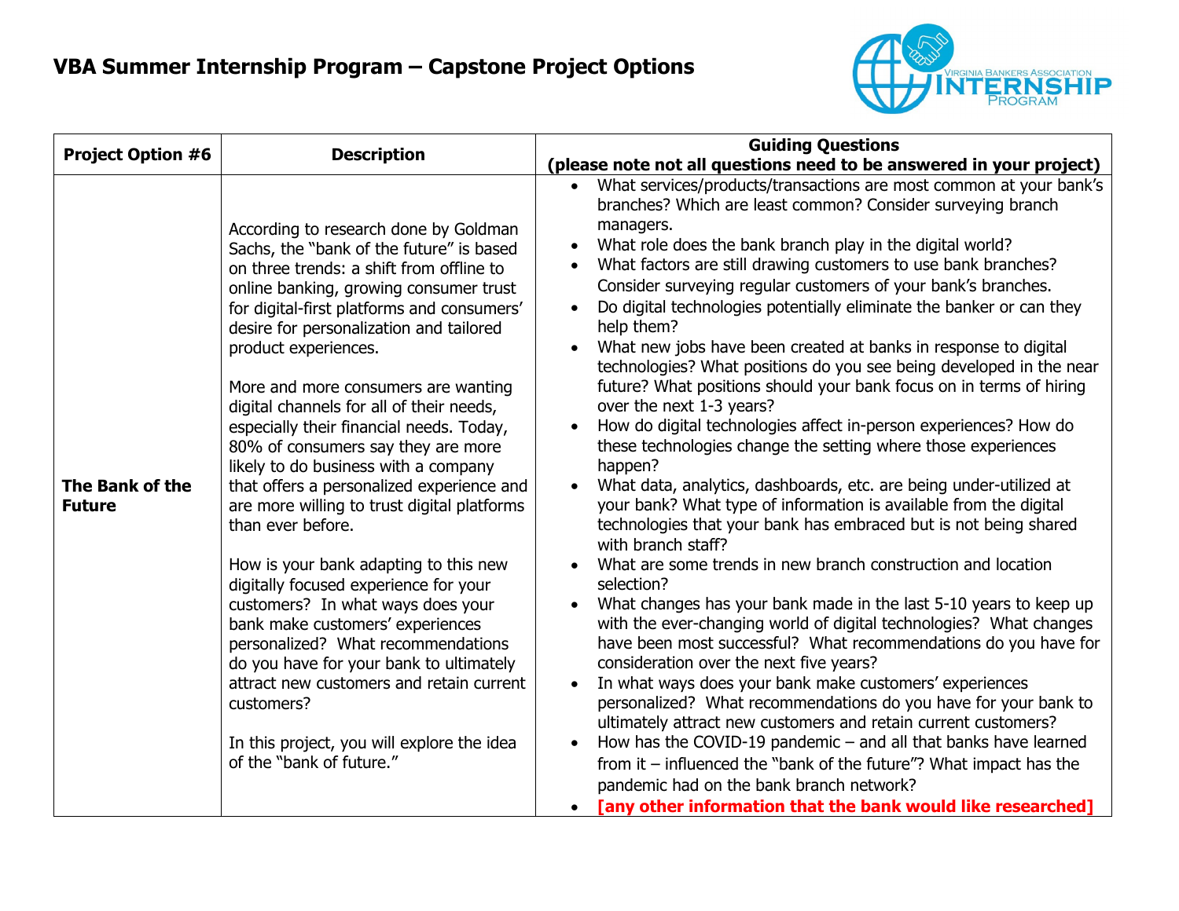# VBA Summer Internship Program – Capstone Project Options

| Project Option #6 | Description | Guiding Questions (please note not all questions need to be answered in your project) |
|---|---|---|
| **The Bank of the Future** | According to research done by Goldman Sachs, the "bank of the future" is based on three trends: a shift from offline to online banking, growing consumer trust for digital-first platforms and consumers' desire for personalization and tailored product experiences.<br><br>More and more consumers are wanting digital channels for all of their needs, especially their financial needs. Today, 80% of consumers say they are more likely to do business with a company that offers a personalized experience and are more willing to trust digital platforms than ever before.<br><br>How is your bank adapting to this new digitally focused experience for your customers? In what ways does your bank make customers' experiences personalized? What recommendations do you have for your bank to ultimately attract new customers and retain current customers?<br><br>In this project, you will explore the idea of the "bank of future." | • What services/products/transactions are most common at your bank's branches? Which are least common? Consider surveying branch managers.<br>• What role does the bank branch play in the digital world?<br>• What factors are still drawing customers to use bank branches? Consider surveying regular customers of your bank's branches.<br>• Do digital technologies potentially eliminate the banker or can they help them?<br>• What new jobs have been created at banks in response to digital technologies? What positions do you see being developed in the near future? What positions should your bank focus on in terms of hiring over the next 1-3 years?<br>• How do digital technologies affect in-person experiences? How do these technologies change the setting where those experiences happen?<br>• What data, analytics, dashboards, etc. are being under-utilized at your bank? What type of information is available from the digital technologies that your bank has embraced but is not being shared with branch staff?<br>• What are some trends in new branch construction and location selection?<br>• What changes has your bank made in the last 5-10 years to keep up with the ever-changing world of digital technologies? What changes have been most successful? What recommendations do you have for consideration over the next five years?<br>• In what ways does your bank make customers' experiences personalized? What recommendations do you have for your bank to ultimately attract new customers and retain current customers?<br>• How has the COVID-19 pandemic – and all that banks have learned from it – influenced the "bank of the future"? What impact has the pandemic had on the bank branch network?<br>• **[any other information that the bank would like researched]** |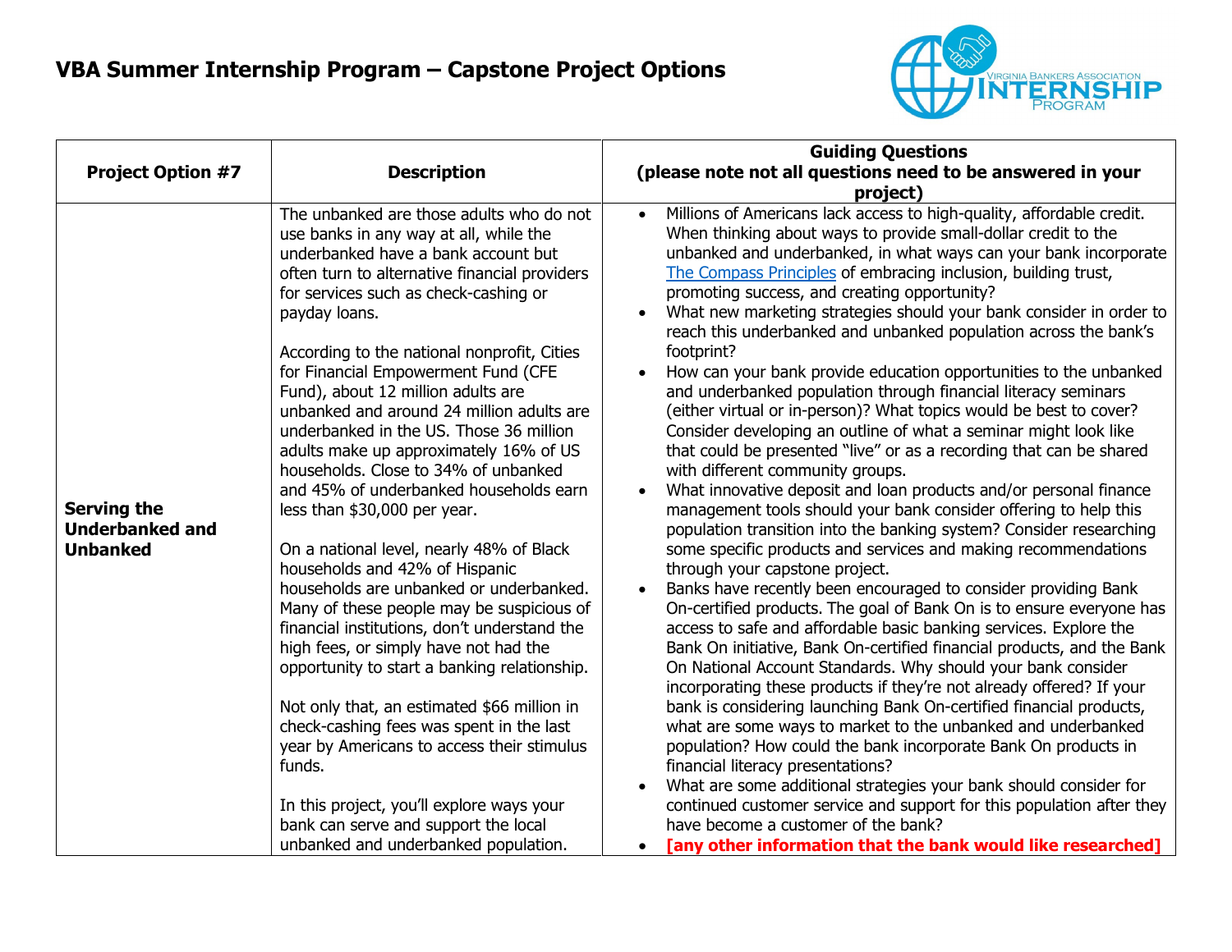# VBA Summer Internship Program – Capstone Project Options

| Project Option #7 | Description | Guiding Questions (please note not all questions need to be answered in your project) |
|---|---|---|
| **Serving the Underbanked and Unbanked** | The unbanked are those adults who do not use banks in any way at all, while the underbanked have a bank account but often turn to alternative financial providers for services such as check-cashing or payday loans.<br><br>According to the national nonprofit, Cities for Financial Empowerment Fund (CFE Fund), about 12 million adults are unbanked and around 24 million adults are underbanked in the US. Those 36 million adults make up approximately 16% of US households. Close to 34% of unbanked and 45% of underbanked households earn less than $30,000 per year.<br><br>On a national level, nearly 48% of Black households and 42% of Hispanic households are unbanked or underbanked. Many of these people may be suspicious of financial institutions, don't understand the high fees, or simply have not had the opportunity to start a banking relationship.<br><br>Not only that, an estimated $66 million in check-cashing fees was spent in the last year by Americans to access their stimulus funds.<br><br>In this project, you'll explore ways your bank can serve and support the local unbanked and underbanked population. | • Millions of Americans lack access to high-quality, affordable credit. When thinking about ways to provide small-dollar credit to the unbanked and underbanked, in what ways can your bank incorporate The Compass Principles of embracing inclusion, building trust, promoting success, and creating opportunity?<br>• What new marketing strategies should your bank consider in order to reach this underbanked and unbanked population across the bank's footprint?<br>• How can your bank provide education opportunities to the unbanked and underbanked population through financial literacy seminars (either virtual or in-person)? What topics would be best to cover? Consider developing an outline of what a seminar might look like that could be presented "live" or as a recording that can be shared with different community groups.<br>• What innovative deposit and loan products and/or personal finance management tools should your bank consider offering to help this population transition into the banking system? Consider researching some specific products and services and making recommendations through your capstone project.<br>• Banks have recently been encouraged to consider providing Bank On-certified products. The goal of Bank On is to ensure everyone has access to safe and affordable basic banking services. Explore the Bank On initiative, Bank On-certified financial products, and the Bank On National Account Standards. Why should your bank consider incorporating these products if they're not already offered? If your bank is considering launching Bank On-certified financial products, what are some ways to market to the unbanked and underbanked population? How could the bank incorporate Bank On products in financial literacy presentations?<br>• What are some additional strategies your bank should consider for continued customer service and support for this population after they have become a customer of the bank?<br>• **[any other information that the bank would like researched]** |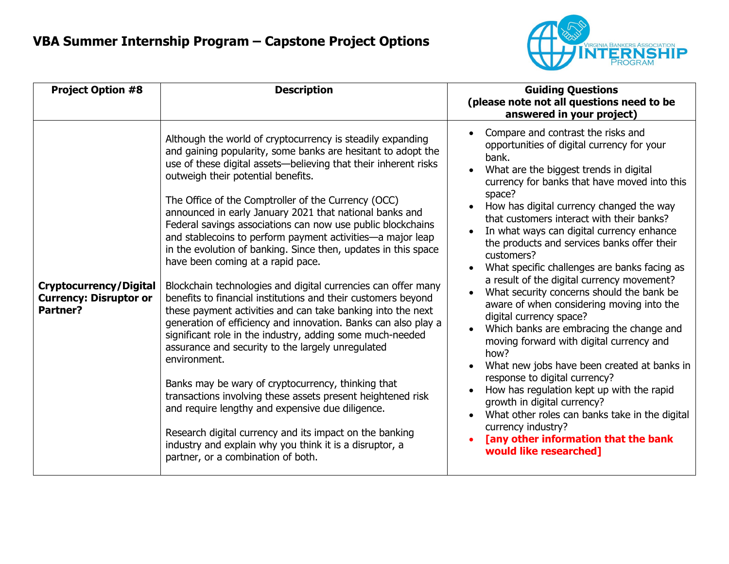# VBA Summer Internship Program – Capstone Project Options

| Project Option #8 | Description | Guiding Questions (please note not all questions need to be answered in your project) |
|---|---|---|
| **Cryptocurrency/Digital Currency: Disruptor or Partner?** | Although the world of cryptocurrency is steadily expanding and gaining popularity, some banks are hesitant to adopt the use of these digital assets—believing that their inherent risks outweigh their potential benefits.<br><br>The Office of the Comptroller of the Currency (OCC) announced in early January 2021 that national banks and Federal savings associations can now use public blockchains and stablecoins to perform payment activities—a major leap in the evolution of banking. Since then, updates in this space have been coming at a rapid pace.<br><br>Blockchain technologies and digital currencies can offer many benefits to financial institutions and their customers beyond these payment activities and can take banking into the next generation of efficiency and innovation. Banks can also play a significant role in the industry, adding some much-needed assurance and security to the largely unregulated environment.<br><br>Banks may be wary of cryptocurrency, thinking that transactions involving these assets present heightened risk and require lengthy and expensive due diligence.<br><br>Research digital currency and its impact on the banking industry and explain why you think it is a disruptor, a partner, or a combination of both. | • Compare and contrast the risks and opportunities of digital currency for your bank.<br>• What are the biggest trends in digital currency for banks that have moved into this space?<br>• How has digital currency changed the way that customers interact with their banks?<br>• In what ways can digital currency enhance the products and services banks offer their customers?<br>• What specific challenges are banks facing as a result of the digital currency movement?<br>• What security concerns should the bank be aware of when considering moving into the digital currency space?<br>• Which banks are embracing the change and moving forward with digital currency and how?<br>• What new jobs have been created at banks in response to digital currency?<br>• How has regulation kept up with the rapid growth in digital currency?<br>• What other roles can banks take in the digital currency industry?<br>• **[any other information that the bank would like researched]** |